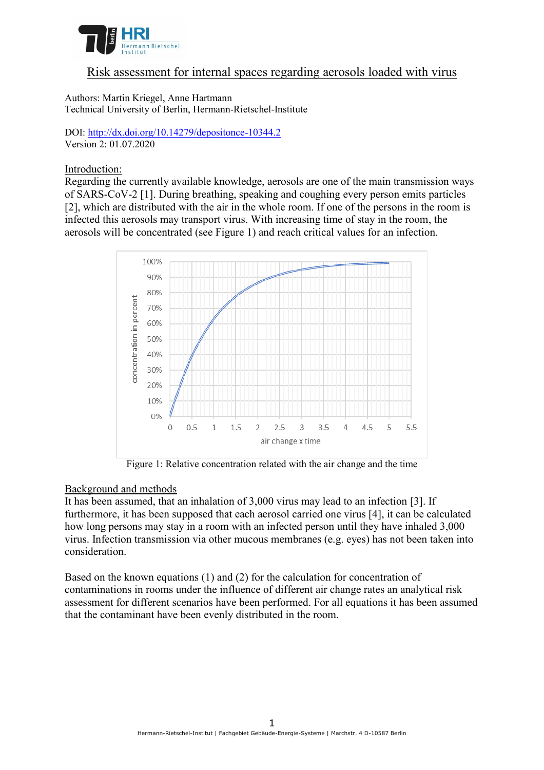# Risk assessment for internal spaces regarding aerosols loaded with virus

Authors: Martin Kriegel, Anne Hartmann
Technical University of Berlin, Hermann-Rietschel-Institute

DOI: http://dx.doi.org/10.14279/depositonce-10344.2
Version 2: 01.07.2020

## Introduction:

Regarding the currently available knowledge, aerosols are one of the main transmission ways of SARS-CoV-2 [1]. During breathing, speaking and coughing every person emits particles [2], which are distributed with the air in the whole room. If one of the persons in the room is infected this aerosols may transport virus. With increasing time of stay in the room, the aerosols will be concentrated (see Figure 1) and reach critical values for an infection.

Figure 1: Relative concentration related with the air change and the time

## Background and methods

It has been assumed, that an inhalation of 3,000 virus may lead to an infection [3]. If furthermore, it has been supposed that each aerosol carried one virus [4], it can be calculated how long persons may stay in a room with an infected person until they have inhaled 3,000 virus. Infection transmission via other mucous membranes (e.g. eyes) has not been taken into consideration.

Based on the known equations (1) and (2) for the calculation for concentration of contaminations in rooms under the influence of different air change rates an analytical risk assessment for different scenarios have been performed. For all equations it has been assumed that the contaminant have been evenly distributed in the room.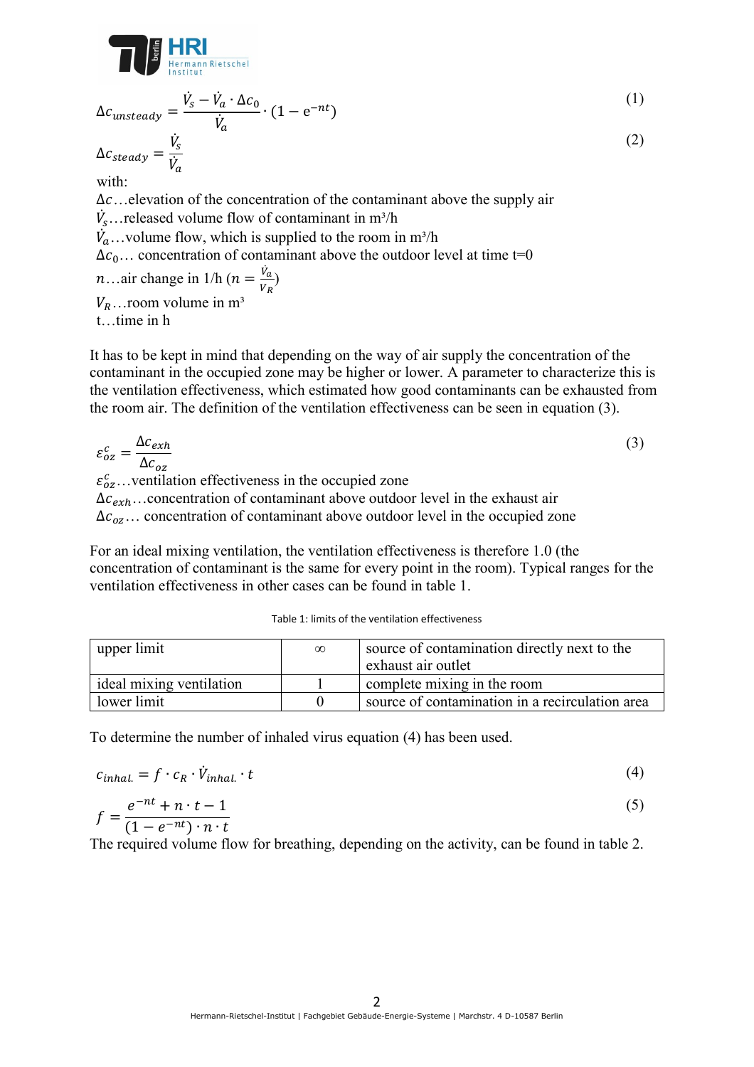$$\Delta c_{unsteady} = \frac{\dot{V}_s - \dot{V}_a \cdot \Delta c_0}{\dot{V}_a} \cdot (1 - \mathrm{e}^{-nt}) \tag{1}$$

$$\Delta c_{steady} = \frac{\dot{V}_s}{\dot{V}_a} \tag{2}$$

with:

$\Delta c$…elevation of the concentration of the contaminant above the supply air

$\dot{V}_s$…released volume flow of contaminant in m³/h

$\dot{V}_a$…volume flow, which is supplied to the room in m³/h

$\Delta c_0$… concentration of contaminant above the outdoor level at time t=0

$n$…air change in 1/h ($n = \frac{\dot{V}_a}{V_R}$)

$V_R$…room volume in m³

t…time in h

It has to be kept in mind that depending on the way of air supply the concentration of the contaminant in the occupied zone may be higher or lower. A parameter to characterize this is the ventilation effectiveness, which estimated how good contaminants can be exhausted from the room air. The definition of the ventilation effectiveness can be seen in equation (3).

$$\varepsilon_{oz}^{c} = \frac{\Delta c_{exh}}{\Delta c_{oz}} \tag{3}$$

$\varepsilon_{oz}^{c}$…ventilation effectiveness in the occupied zone

$\Delta c_{exh}$…concentration of contaminant above outdoor level in the exhaust air

$\Delta c_{oz}$… concentration of contaminant above outdoor level in the occupied zone

For an ideal mixing ventilation, the ventilation effectiveness is therefore 1.0 (the concentration of contaminant is the same for every point in the room). Typical ranges for the ventilation effectiveness in other cases can be found in table 1.

Table 1: limits of the ventilation effectiveness

| | | |
|---|---|---|
| upper limit | ∞ | source of contamination directly next to the exhaust air outlet |
| ideal mixing ventilation | 1 | complete mixing in the room |
| lower limit | 0 | source of contamination in a recirculation area |

To determine the number of inhaled virus equation (4) has been used.

$$c_{inhal.} = f \cdot c_R \cdot \dot{V}_{inhal.} \cdot t \tag{4}$$

$$f = \frac{e^{-nt} + n \cdot t - 1}{(1 - e^{-nt}) \cdot n \cdot t} \tag{5}$$

The required volume flow for breathing, depending on the activity, can be found in table 2.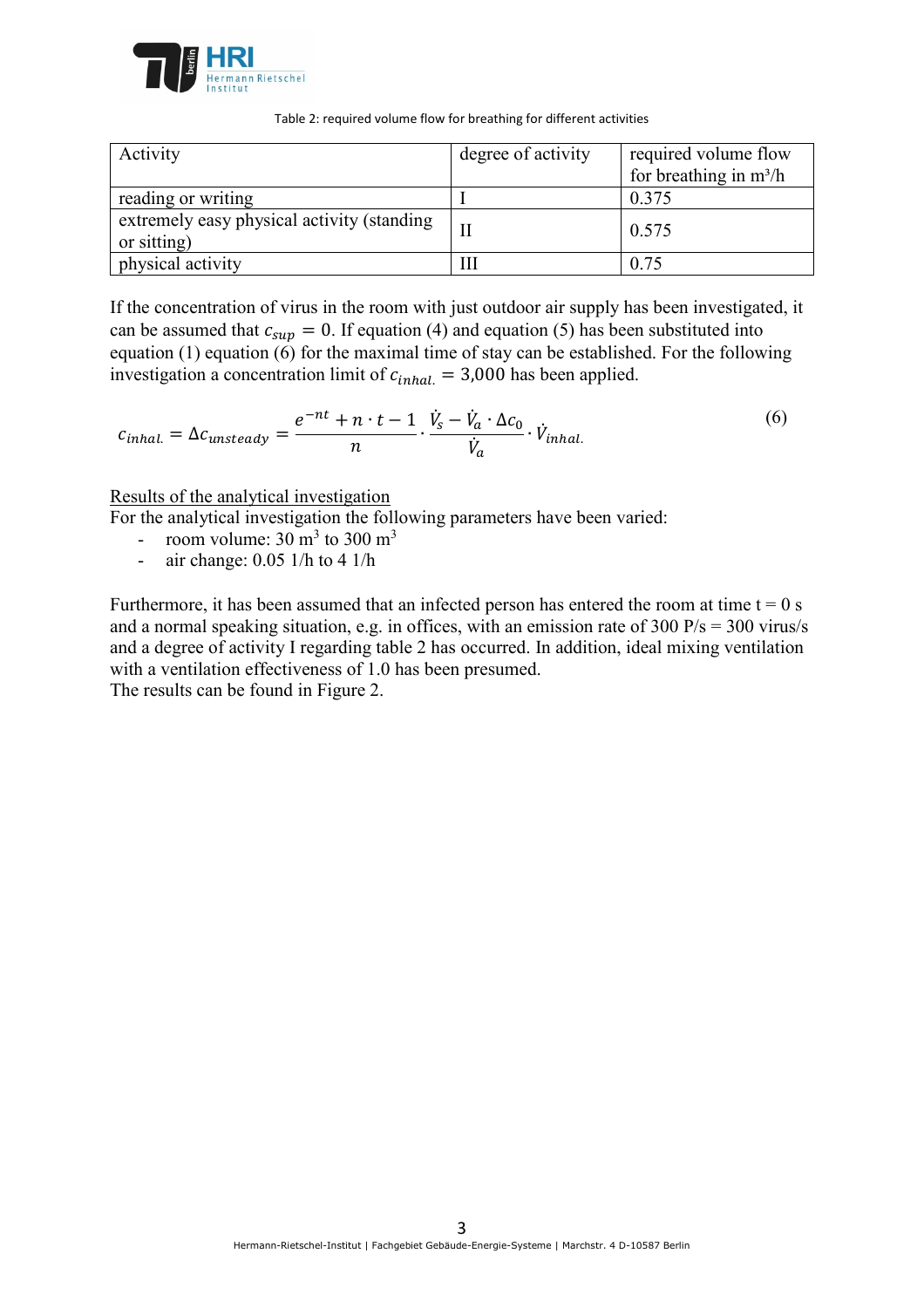Table 2: required volume flow for breathing for different activities

| Activity | degree of activity | required volume flow for breathing in m³/h |
| --- | --- | --- |
| reading or writing | I | 0.375 |
| extremely easy physical activity (standing or sitting) | II | 0.575 |
| physical activity | III | 0.75 |

If the concentration of virus in the room with just outdoor air supply has been investigated, it can be assumed that $c_{sup} = 0$. If equation (4) and equation (5) has been substituted into equation (1) equation (6) for the maximal time of stay can be established. For the following investigation a concentration limit of $c_{inhal.} = 3{,}000$ has been applied.

$$c_{inhal.} = \Delta c_{unsteady} = \frac{e^{-nt} + n \cdot t - 1}{n} \cdot \frac{\dot{V}_s - \dot{V}_a \cdot \Delta c_0}{\dot{V}_a} \cdot \dot{V}_{inhal.} \tag{6}$$

<u>Results of the analytical investigation</u>

For the analytical investigation the following parameters have been varied:

- room volume: 30 m³ to 300 m³
- air change: 0.05 1/h to 4 1/h

Furthermore, it has been assumed that an infected person has entered the room at time t = 0 s and a normal speaking situation, e.g. in offices, with an emission rate of 300 P/s = 300 virus/s and a degree of activity I regarding table 2 has occurred. In addition, ideal mixing ventilation with a ventilation effectiveness of 1.0 has been presumed.

The results can be found in Figure 2.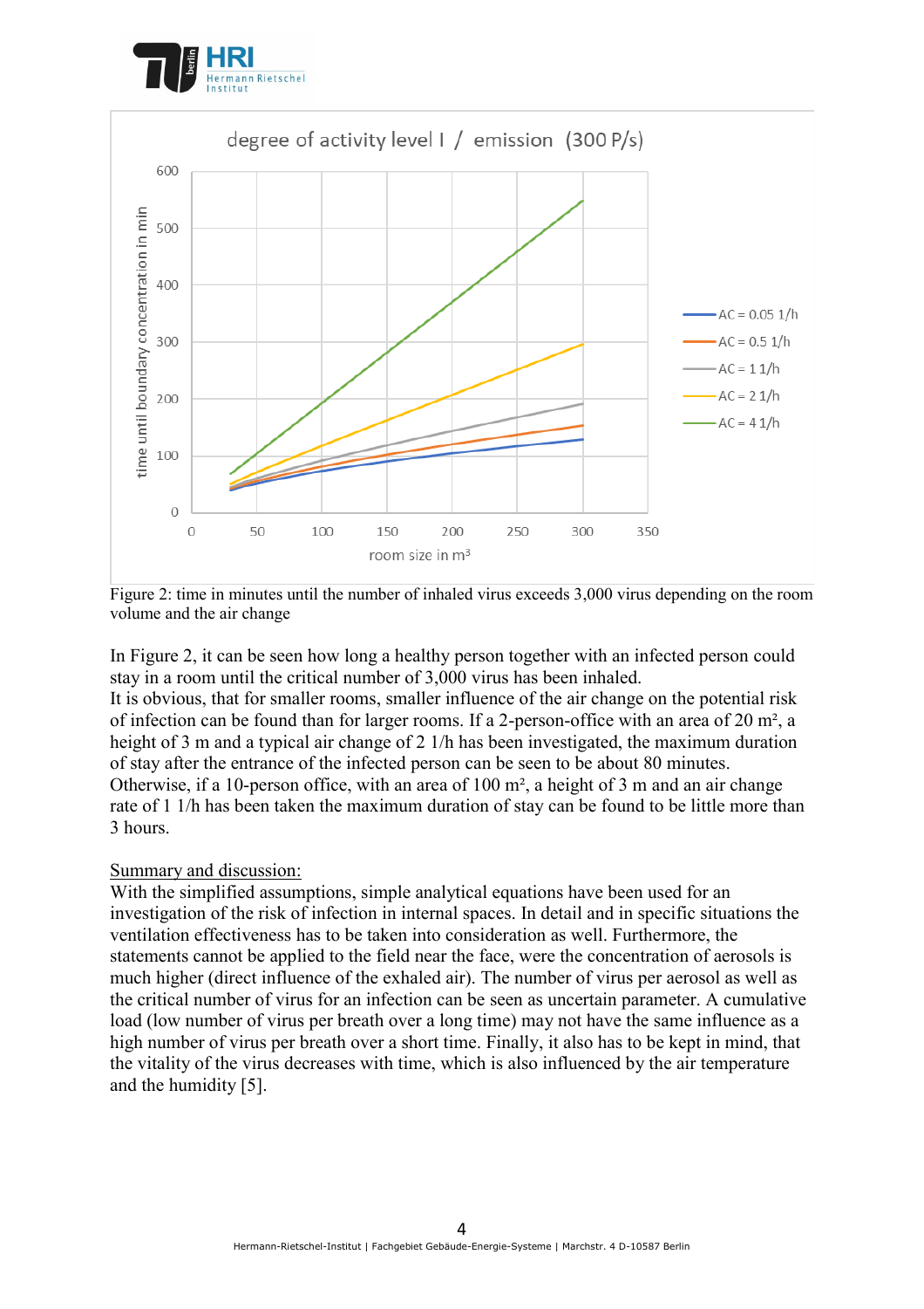Figure 2: time in minutes until the number of inhaled virus exceeds 3,000 virus depending on the room volume and the air change

In Figure 2, it can be seen how long a healthy person together with an infected person could stay in a room until the critical number of 3,000 virus has been inhaled.
It is obvious, that for smaller rooms, smaller influence of the air change on the potential risk of infection can be found than for larger rooms. If a 2-person-office with an area of 20 m², a height of 3 m and a typical air change of 2 1/h has been investigated, the maximum duration of stay after the entrance of the infected person can be seen to be about 80 minutes. Otherwise, if a 10-person office, with an area of 100 m², a height of 3 m and an air change rate of 1 1/h has been taken the maximum duration of stay can be found to be little more than 3 hours.

<u>Summary and discussion:</u>
With the simplified assumptions, simple analytical equations have been used for an investigation of the risk of infection in internal spaces. In detail and in specific situations the ventilation effectiveness has to be taken into consideration as well. Furthermore, the statements cannot be applied to the field near the face, were the concentration of aerosols is much higher (direct influence of the exhaled air). The number of virus per aerosol as well as the critical number of virus for an infection can be seen as uncertain parameter. A cumulative load (low number of virus per breath over a long time) may not have the same influence as a high number of virus per breath over a short time. Finally, it also has to be kept in mind, that the vitality of the virus decreases with time, which is also influenced by the air temperature and the humidity [5].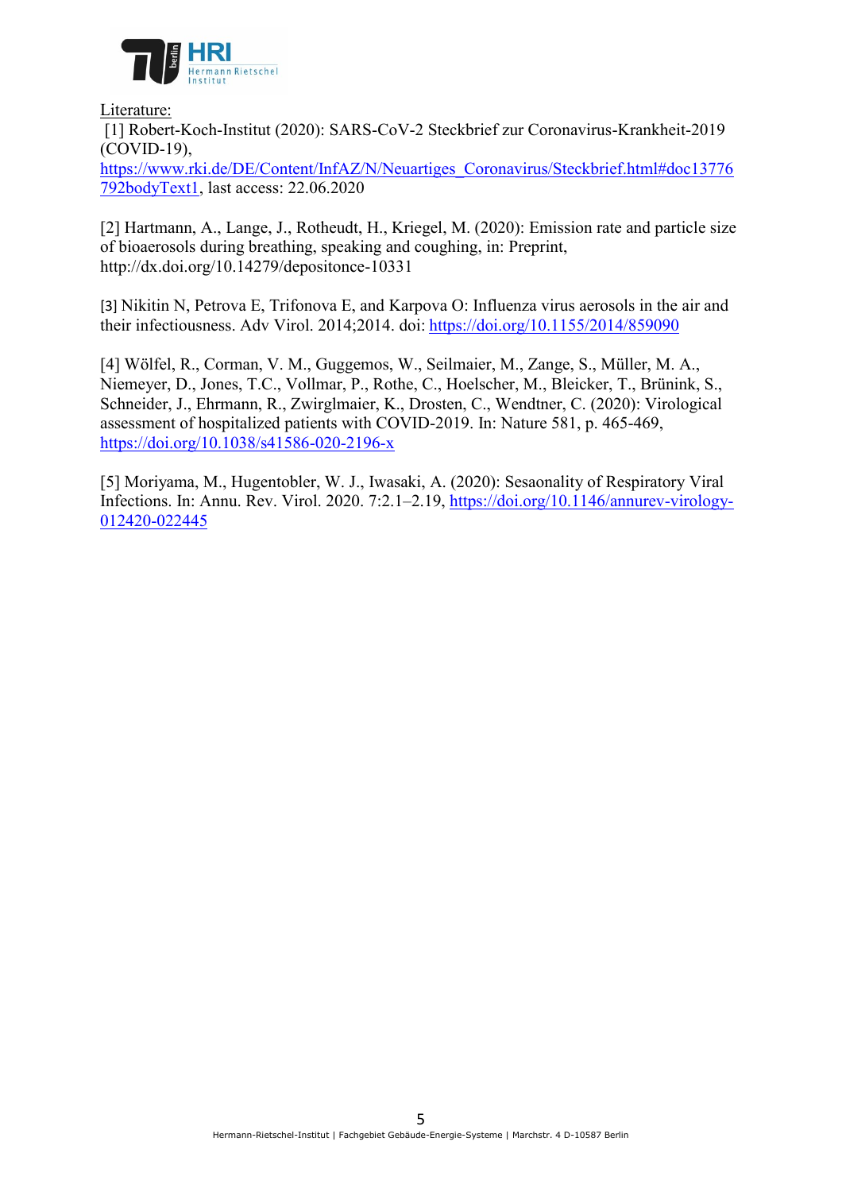Literature:

[1] Robert-Koch-Institut (2020): SARS-CoV-2 Steckbrief zur Coronavirus-Krankheit-2019 (COVID-19), https://www.rki.de/DE/Content/InfAZ/N/Neuartiges_Coronavirus/Steckbrief.html#doc13776792bodyText1, last access: 22.06.2020

[2] Hartmann, A., Lange, J., Rotheudt, H., Kriegel, M. (2020): Emission rate and particle size of bioaerosols during breathing, speaking and coughing, in: Preprint, http://dx.doi.org/10.14279/depositonce-10331

[3] Nikitin N, Petrova E, Trifonova E, and Karpova O: Influenza virus aerosols in the air and their infectiousness. Adv Virol. 2014;2014. doi: https://doi.org/10.1155/2014/859090

[4] Wölfel, R., Corman, V. M., Guggemos, W., Seilmaier, M., Zange, S., Müller, M. A., Niemeyer, D., Jones, T.C., Vollmar, P., Rothe, C., Hoelscher, M., Bleicker, T., Brünink, S., Schneider, J., Ehrmann, R., Zwirglmaier, K., Drosten, C., Wendtner, C. (2020): Virological assessment of hospitalized patients with COVID-2019. In: Nature 581, p. 465-469, https://doi.org/10.1038/s41586-020-2196-x

[5] Moriyama, M., Hugentobler, W. J., Iwasaki, A. (2020): Sesaonality of Respiratory Viral Infections. In: Annu. Rev. Virol. 2020. 7:2.1–2.19, https://doi.org/10.1146/annurev-virology-012420-022445